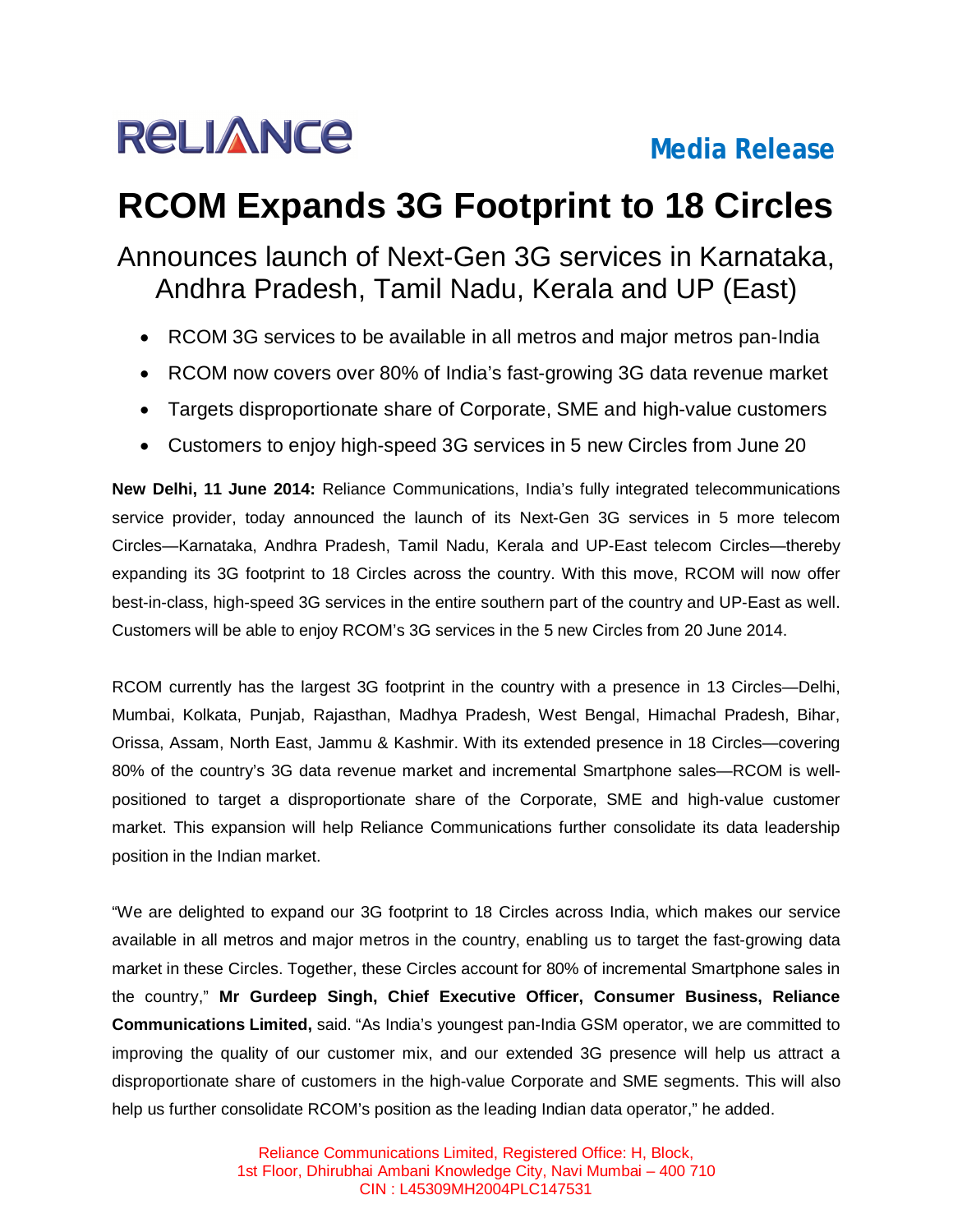RELIANCE

**Media Release**

# RCOM Expands 3G Footprint to 18 Circles

## Announces launch of Next-Gen 3G services in Karnataka, Andhra Pradesh, Tamil Nadu, Kerala and UP (East)

- RCOM 3G services to be available in all metros and major metros pan-India
- RCOM now covers over 80% of India's fast-growing 3G data revenue market
- Targets disproportionate share of Corporate, SME and high-value customers
- Customers to enjoy high-speed 3G services in 5 new Circles from June 20

**New Delhi, 11 June 2014:** Reliance Communications, India's fully integrated telecommunications service provider, today announced the launch of its Next-Gen 3G services in 5 more telecom Circles—Karnataka, Andhra Pradesh, Tamil Nadu, Kerala and UP-East telecom Circles—thereby expanding its 3G footprint to 18 Circles across the country. With this move, RCOM will now offer best-in-class, high-speed 3G services in the entire southern part of the country and UP-East as well. Customers will be able to enjoy RCOM's 3G services in the 5 new Circles from 20 June 2014.

RCOM currently has the largest 3G footprint in the country with a presence in 13 Circles—Delhi, Mumbai, Kolkata, Punjab, Rajasthan, Madhya Pradesh, West Bengal, Himachal Pradesh, Bihar, Orissa, Assam, North East, Jammu & Kashmir. With its extended presence in 18 Circles—covering 80% of the country's 3G data revenue market and incremental Smartphone sales—RCOM is well-positioned to target a disproportionate share of the Corporate, SME and high-value customer market. This expansion will help Reliance Communications further consolidate its data leadership position in the Indian market.

"We are delighted to expand our 3G footprint to 18 Circles across India, which makes our service available in all metros and major metros in the country, enabling us to target the fast-growing data market in these Circles. Together, these Circles account for 80% of incremental Smartphone sales in the country," **Mr Gurdeep Singh, Chief Executive Officer, Consumer Business, Reliance Communications Limited,** said. "As India's youngest pan-India GSM operator, we are committed to improving the quality of our customer mix, and our extended 3G presence will help us attract a disproportionate share of customers in the high-value Corporate and SME segments. This will also help us further consolidate RCOM's position as the leading Indian data operator," he added.

Reliance Communications Limited, Registered Office: H, Block,
1st Floor, Dhirubhai Ambani Knowledge City, Navi Mumbai – 400 710
CIN : L45309MH2004PLC147531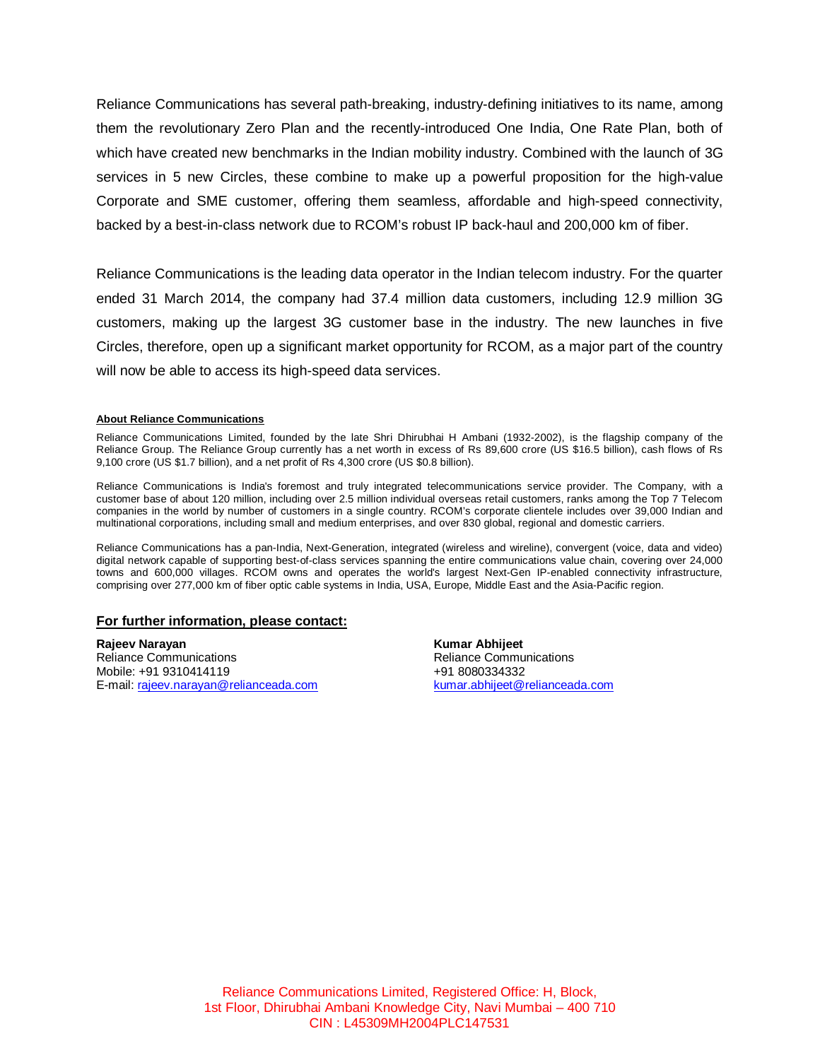Reliance Communications has several path-breaking, industry-defining initiatives to its name, among them the revolutionary Zero Plan and the recently-introduced One India, One Rate Plan, both of which have created new benchmarks in the Indian mobility industry. Combined with the launch of 3G services in 5 new Circles, these combine to make up a powerful proposition for the high-value Corporate and SME customer, offering them seamless, affordable and high-speed connectivity, backed by a best-in-class network due to RCOM's robust IP back-haul and 200,000 km of fiber.

Reliance Communications is the leading data operator in the Indian telecom industry. For the quarter ended 31 March 2014, the company had 37.4 million data customers, including 12.9 million 3G customers, making up the largest 3G customer base in the industry. The new launches in five Circles, therefore, open up a significant market opportunity for RCOM, as a major part of the country will now be able to access its high-speed data services.

**About Reliance Communications**

Reliance Communications Limited, founded by the late Shri Dhirubhai H Ambani (1932-2002), is the flagship company of the Reliance Group. The Reliance Group currently has a net worth in excess of Rs 89,600 crore (US $16.5 billion), cash flows of Rs 9,100 crore (US $1.7 billion), and a net profit of Rs 4,300 crore (US $0.8 billion).

Reliance Communications is India's foremost and truly integrated telecommunications service provider. The Company, with a customer base of about 120 million, including over 2.5 million individual overseas retail customers, ranks among the Top 7 Telecom companies in the world by number of customers in a single country. RCOM's corporate clientele includes over 39,000 Indian and multinational corporations, including small and medium enterprises, and over 830 global, regional and domestic carriers.

Reliance Communications has a pan-India, Next-Generation, integrated (wireless and wireline), convergent (voice, data and video) digital network capable of supporting best-of-class services spanning the entire communications value chain, covering over 24,000 towns and 600,000 villages. RCOM owns and operates the world's largest Next-Gen IP-enabled connectivity infrastructure, comprising over 277,000 km of fiber optic cable systems in India, USA, Europe, Middle East and the Asia-Pacific region.

**For further information, please contact:**

**Rajeev Narayan**
Reliance Communications
Mobile: +91 9310414119
E-mail: rajeev.narayan@relianceada.com

**Kumar Abhijeet**
Reliance Communications
+91 8080334332
kumar.abhijeet@relianceada.com

Reliance Communications Limited, Registered Office: H, Block, 1st Floor, Dhirubhai Ambani Knowledge City, Navi Mumbai – 400 710
CIN : L45309MH2004PLC147531